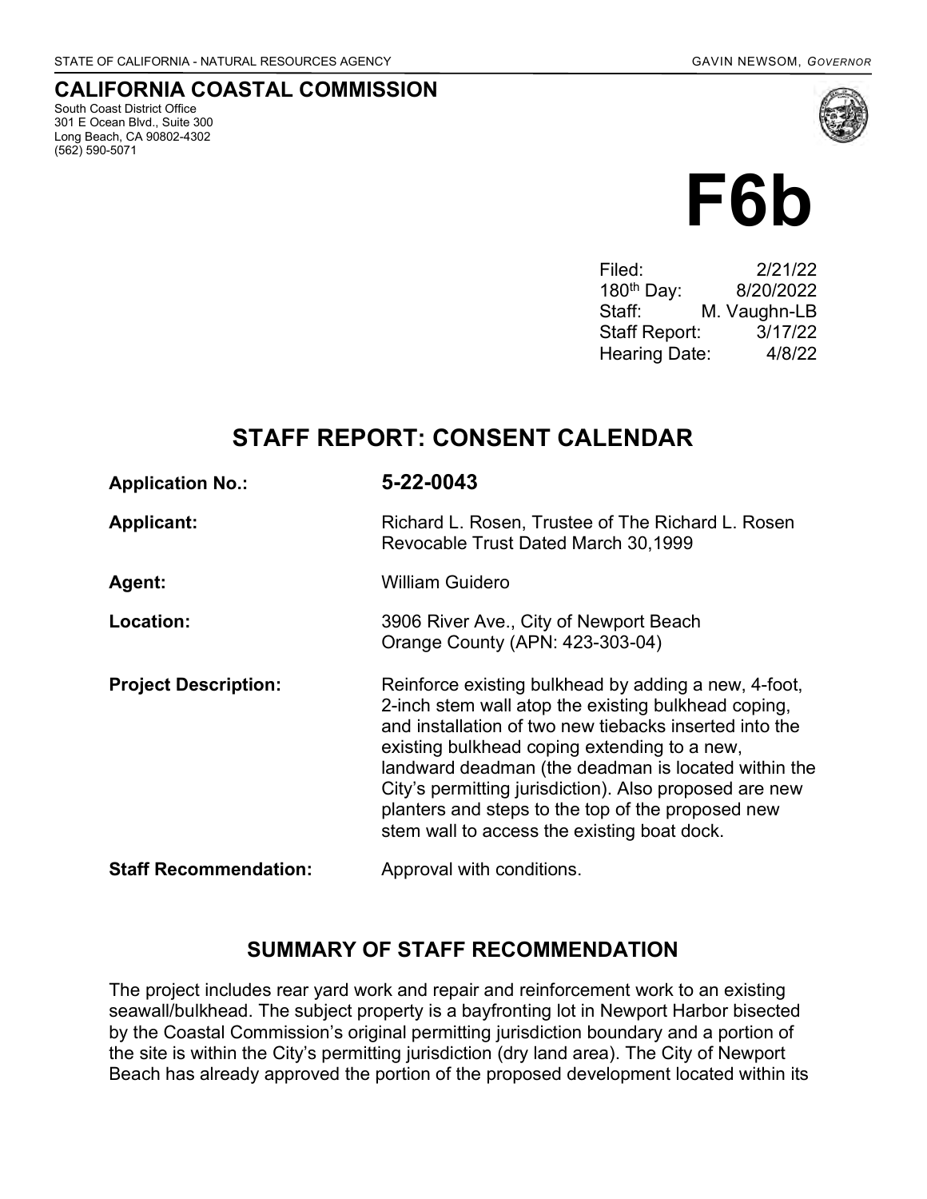STATE OF CALIFORNIA - NATURAL RESOURCES AGENCY

GAVIN NEWSOM, *GOVERNOR*

**CALIFORNIA COASTAL COMMISSION**

South Coast District Office
301 E Ocean Blvd., Suite 300
Long Beach, CA 90802-4302
(562) 590-5071

# F6b

| | |
|---|---|
| Filed: | 2/21/22 |
| 180th Day: | 8/20/2022 |
| Staff: | M. Vaughn-LB |
| Staff Report: | 3/17/22 |
| Hearing Date: | 4/8/22 |

## STAFF REPORT: CONSENT CALENDAR

| | |
|---|---|
| **Application No.:** | **5-22-0043** |
| **Applicant:** | Richard L. Rosen, Trustee of The Richard L. Rosen Revocable Trust Dated March 30,1999 |
| **Agent:** | William Guidero |
| **Location:** | 3906 River Ave., City of Newport Beach Orange County (APN: 423-303-04) |
| **Project Description:** | Reinforce existing bulkhead by adding a new, 4-foot, 2-inch stem wall atop the existing bulkhead coping, and installation of two new tiebacks inserted into the existing bulkhead coping extending to a new, landward deadman (the deadman is located within the City's permitting jurisdiction). Also proposed are new planters and steps to the top of the proposed new stem wall to access the existing boat dock. |
| **Staff Recommendation:** | Approval with conditions. |

## SUMMARY OF STAFF RECOMMENDATION

The project includes rear yard work and repair and reinforcement work to an existing seawall/bulkhead. The subject property is a bayfronting lot in Newport Harbor bisected by the Coastal Commission's original permitting jurisdiction boundary and a portion of the site is within the City's permitting jurisdiction (dry land area). The City of Newport Beach has already approved the portion of the proposed development located within its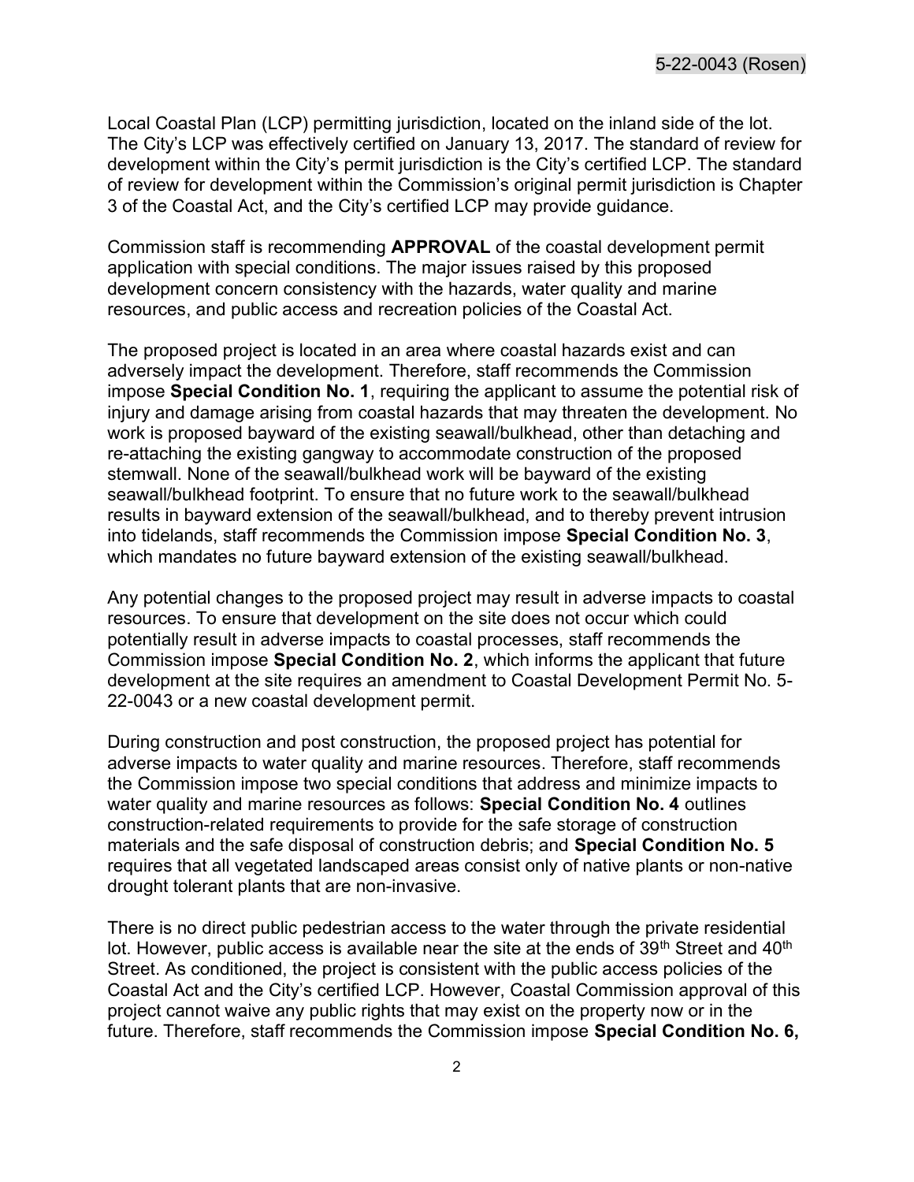Local Coastal Plan (LCP) permitting jurisdiction, located on the inland side of the lot. The City's LCP was effectively certified on January 13, 2017. The standard of review for development within the City's permit jurisdiction is the City's certified LCP. The standard of review for development within the Commission's original permit jurisdiction is Chapter 3 of the Coastal Act, and the City's certified LCP may provide guidance.

Commission staff is recommending **APPROVAL** of the coastal development permit application with special conditions. The major issues raised by this proposed development concern consistency with the hazards, water quality and marine resources, and public access and recreation policies of the Coastal Act.

The proposed project is located in an area where coastal hazards exist and can adversely impact the development. Therefore, staff recommends the Commission impose **Special Condition No. 1**, requiring the applicant to assume the potential risk of injury and damage arising from coastal hazards that may threaten the development. No work is proposed bayward of the existing seawall/bulkhead, other than detaching and re-attaching the existing gangway to accommodate construction of the proposed stemwall. None of the seawall/bulkhead work will be bayward of the existing seawall/bulkhead footprint. To ensure that no future work to the seawall/bulkhead results in bayward extension of the seawall/bulkhead, and to thereby prevent intrusion into tidelands, staff recommends the Commission impose **Special Condition No. 3**, which mandates no future bayward extension of the existing seawall/bulkhead.

Any potential changes to the proposed project may result in adverse impacts to coastal resources. To ensure that development on the site does not occur which could potentially result in adverse impacts to coastal processes, staff recommends the Commission impose **Special Condition No. 2**, which informs the applicant that future development at the site requires an amendment to Coastal Development Permit No. 5-22-0043 or a new coastal development permit.

During construction and post construction, the proposed project has potential for adverse impacts to water quality and marine resources. Therefore, staff recommends the Commission impose two special conditions that address and minimize impacts to water quality and marine resources as follows: **Special Condition No. 4** outlines construction-related requirements to provide for the safe storage of construction materials and the safe disposal of construction debris; and **Special Condition No. 5** requires that all vegetated landscaped areas consist only of native plants or non-native drought tolerant plants that are non-invasive.

There is no direct public pedestrian access to the water through the private residential lot. However, public access is available near the site at the ends of 39th Street and 40th Street. As conditioned, the project is consistent with the public access policies of the Coastal Act and the City's certified LCP. However, Coastal Commission approval of this project cannot waive any public rights that may exist on the property now or in the future. Therefore, staff recommends the Commission impose **Special Condition No. 6,**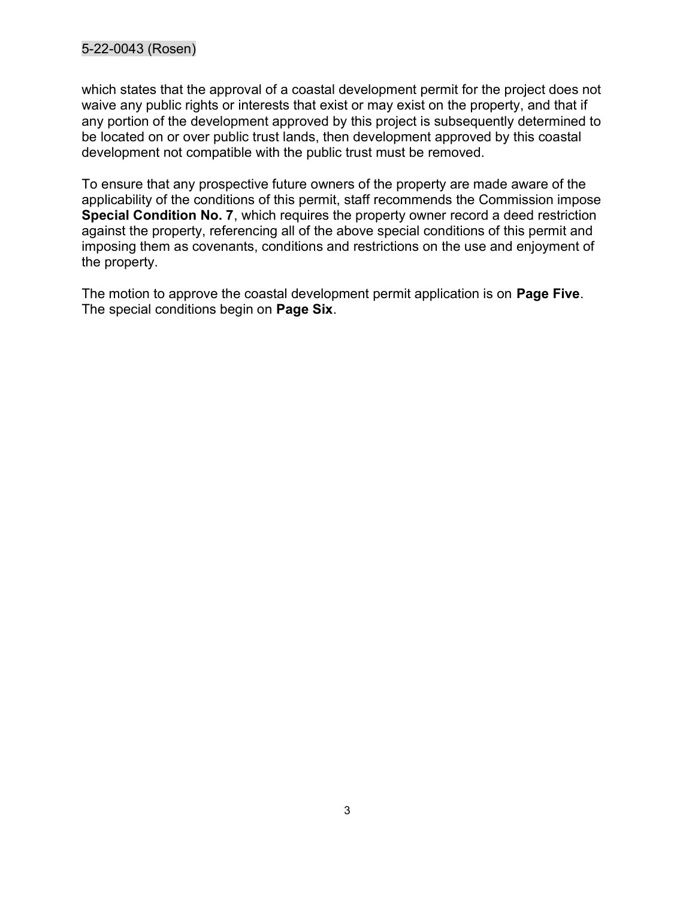which states that the approval of a coastal development permit for the project does not waive any public rights or interests that exist or may exist on the property, and that if any portion of the development approved by this project is subsequently determined to be located on or over public trust lands, then development approved by this coastal development not compatible with the public trust must be removed.

To ensure that any prospective future owners of the property are made aware of the applicability of the conditions of this permit, staff recommends the Commission impose **Special Condition No. 7**, which requires the property owner record a deed restriction against the property, referencing all of the above special conditions of this permit and imposing them as covenants, conditions and restrictions on the use and enjoyment of the property.

The motion to approve the coastal development permit application is on **Page Five**. The special conditions begin on **Page Six**.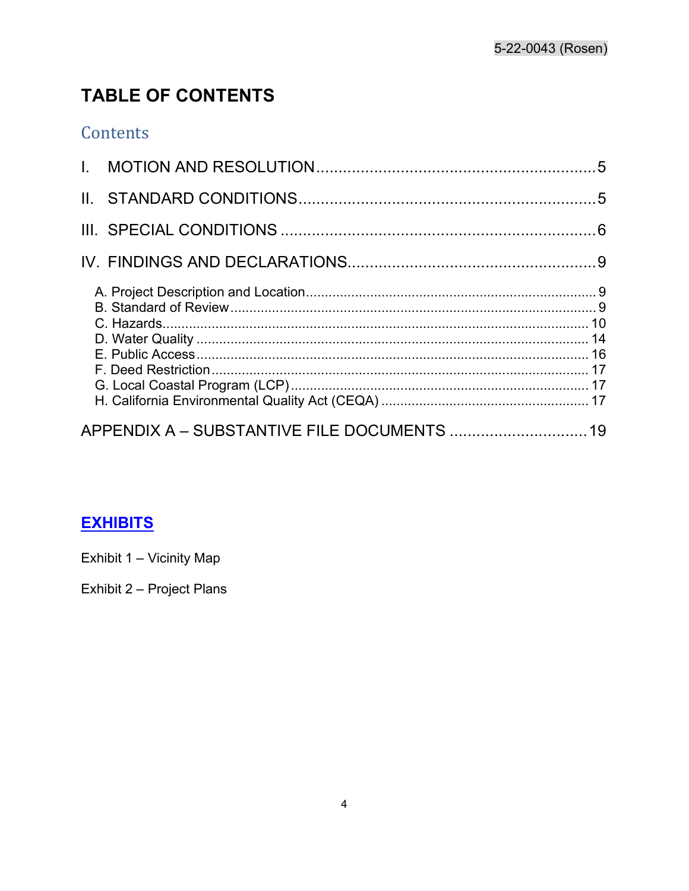# TABLE OF CONTENTS

## Contents

I. MOTION AND RESOLUTION ............................................................... 5

II. STANDARD CONDITIONS ................................................................... 5

III. SPECIAL CONDITIONS ....................................................................... 6

IV. FINDINGS AND DECLARATIONS ........................................................ 9

- A. Project Description and Location ........................................................................... 9
- B. Standard of Review ............................................................................................... 9
- C. Hazards ............................................................................................................... 10
- D. Water Quality ...................................................................................................... 14
- E. Public Access ....................................................................................................... 16
- F. Deed Restriction ................................................................................................... 17
- G. Local Coastal Program (LCP) .............................................................................. 17
- H. California Environmental Quality Act (CEQA) ...................................................... 17

APPENDIX A – SUBSTANTIVE FILE DOCUMENTS ............................... 19

## EXHIBITS

Exhibit 1 – Vicinity Map

Exhibit 2 – Project Plans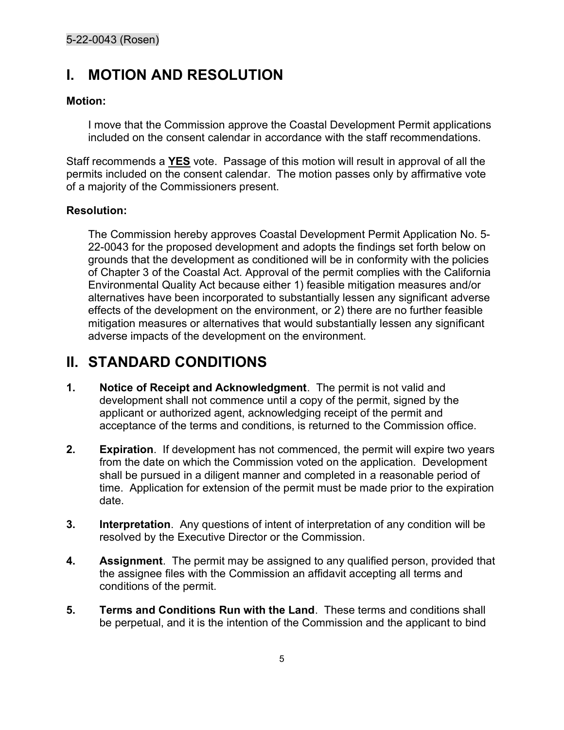# I. MOTION AND RESOLUTION

**Motion:**

I move that the Commission approve the Coastal Development Permit applications included on the consent calendar in accordance with the staff recommendations.

Staff recommends a **YES** vote. Passage of this motion will result in approval of all the permits included on the consent calendar. The motion passes only by affirmative vote of a majority of the Commissioners present.

**Resolution:**

The Commission hereby approves Coastal Development Permit Application No. 5-22-0043 for the proposed development and adopts the findings set forth below on grounds that the development as conditioned will be in conformity with the policies of Chapter 3 of the Coastal Act. Approval of the permit complies with the California Environmental Quality Act because either 1) feasible mitigation measures and/or alternatives have been incorporated to substantially lessen any significant adverse effects of the development on the environment, or 2) there are no further feasible mitigation measures or alternatives that would substantially lessen any significant adverse impacts of the development on the environment.

# II. STANDARD CONDITIONS

1. **Notice of Receipt and Acknowledgment**. The permit is not valid and development shall not commence until a copy of the permit, signed by the applicant or authorized agent, acknowledging receipt of the permit and acceptance of the terms and conditions, is returned to the Commission office.
2. **Expiration**. If development has not commenced, the permit will expire two years from the date on which the Commission voted on the application. Development shall be pursued in a diligent manner and completed in a reasonable period of time. Application for extension of the permit must be made prior to the expiration date.
3. **Interpretation**. Any questions of intent of interpretation of any condition will be resolved by the Executive Director or the Commission.
4. **Assignment**. The permit may be assigned to any qualified person, provided that the assignee files with the Commission an affidavit accepting all terms and conditions of the permit.
5. **Terms and Conditions Run with the Land**. These terms and conditions shall be perpetual, and it is the intention of the Commission and the applicant to bind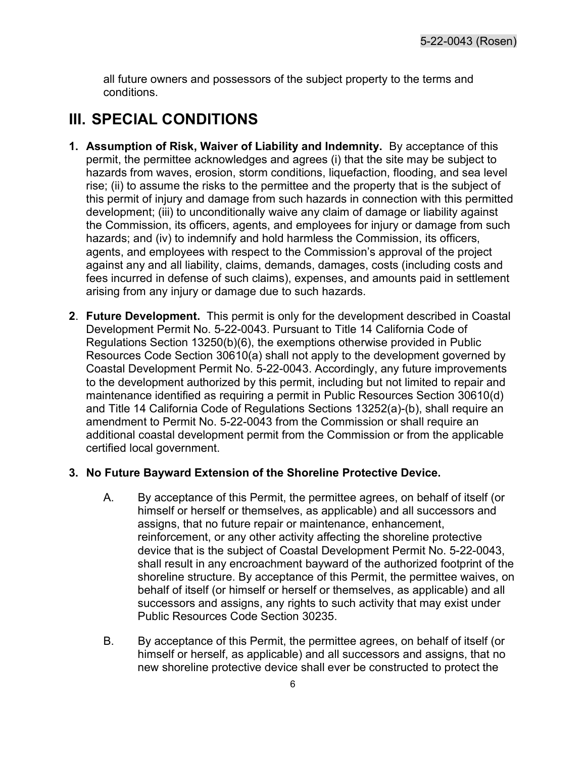all future owners and possessors of the subject property to the terms and conditions.

# III. SPECIAL CONDITIONS

1. **Assumption of Risk, Waiver of Liability and Indemnity.** By acceptance of this permit, the permittee acknowledges and agrees (i) that the site may be subject to hazards from waves, erosion, storm conditions, liquefaction, flooding, and sea level rise; (ii) to assume the risks to the permittee and the property that is the subject of this permit of injury and damage from such hazards in connection with this permitted development; (iii) to unconditionally waive any claim of damage or liability against the Commission, its officers, agents, and employees for injury or damage from such hazards; and (iv) to indemnify and hold harmless the Commission, its officers, agents, and employees with respect to the Commission's approval of the project against any and all liability, claims, demands, damages, costs (including costs and fees incurred in defense of such claims), expenses, and amounts paid in settlement arising from any injury or damage due to such hazards.

2. **Future Development.** This permit is only for the development described in Coastal Development Permit No. 5-22-0043. Pursuant to Title 14 California Code of Regulations Section 13250(b)(6), the exemptions otherwise provided in Public Resources Code Section 30610(a) shall not apply to the development governed by Coastal Development Permit No. 5-22-0043. Accordingly, any future improvements to the development authorized by this permit, including but not limited to repair and maintenance identified as requiring a permit in Public Resources Section 30610(d) and Title 14 California Code of Regulations Sections 13252(a)-(b), shall require an amendment to Permit No. 5-22-0043 from the Commission or shall require an additional coastal development permit from the Commission or from the applicable certified local government.

3. **No Future Bayward Extension of the Shoreline Protective Device.**

   A. By acceptance of this Permit, the permittee agrees, on behalf of itself (or himself or herself or themselves, as applicable) and all successors and assigns, that no future repair or maintenance, enhancement, reinforcement, or any other activity affecting the shoreline protective device that is the subject of Coastal Development Permit No. 5-22-0043, shall result in any encroachment bayward of the authorized footprint of the shoreline structure. By acceptance of this Permit, the permittee waives, on behalf of itself (or himself or herself or themselves, as applicable) and all successors and assigns, any rights to such activity that may exist under Public Resources Code Section 30235.

   B. By acceptance of this Permit, the permittee agrees, on behalf of itself (or himself or herself, as applicable) and all successors and assigns, that no new shoreline protective device shall ever be constructed to protect the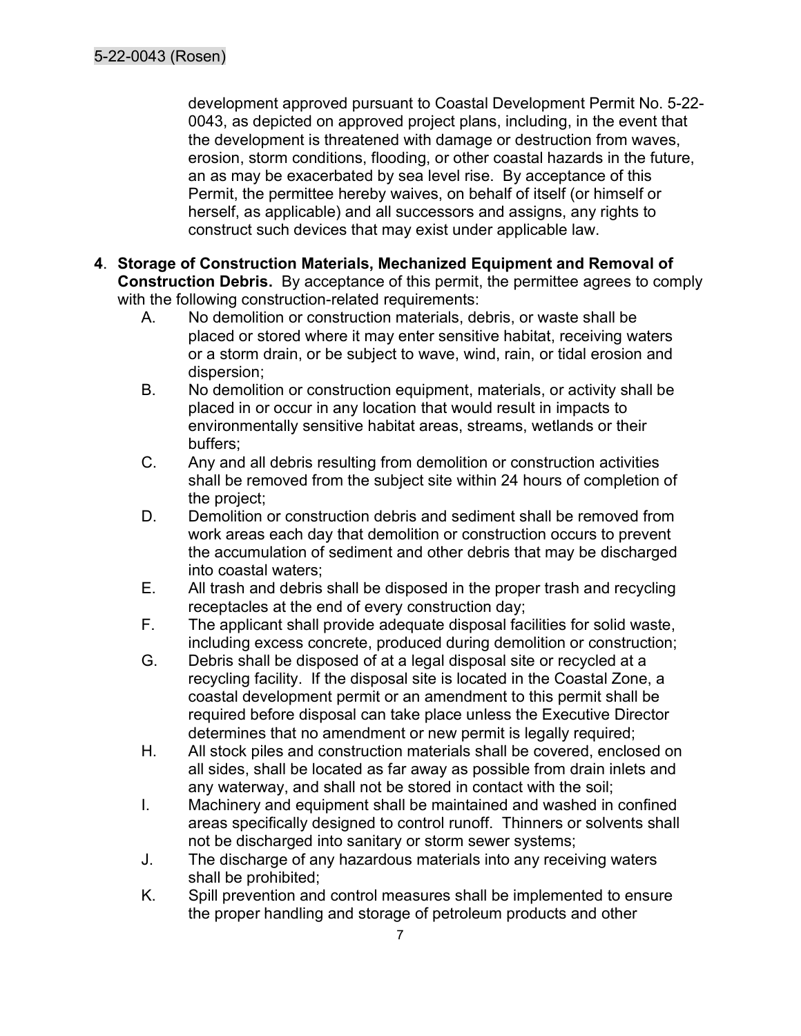development approved pursuant to Coastal Development Permit No. 5-22-0043, as depicted on approved project plans, including, in the event that the development is threatened with damage or destruction from waves, erosion, storm conditions, flooding, or other coastal hazards in the future, an as may be exacerbated by sea level rise. By acceptance of this Permit, the permittee hereby waives, on behalf of itself (or himself or herself, as applicable) and all successors and assigns, any rights to construct such devices that may exist under applicable law.

**4**. **Storage of Construction Materials, Mechanized Equipment and Removal of Construction Debris.** By acceptance of this permit, the permittee agrees to comply with the following construction-related requirements:

A. No demolition or construction materials, debris, or waste shall be placed or stored where it may enter sensitive habitat, receiving waters or a storm drain, or be subject to wave, wind, rain, or tidal erosion and dispersion;

B. No demolition or construction equipment, materials, or activity shall be placed in or occur in any location that would result in impacts to environmentally sensitive habitat areas, streams, wetlands or their buffers;

C. Any and all debris resulting from demolition or construction activities shall be removed from the subject site within 24 hours of completion of the project;

D. Demolition or construction debris and sediment shall be removed from work areas each day that demolition or construction occurs to prevent the accumulation of sediment and other debris that may be discharged into coastal waters;

E. All trash and debris shall be disposed in the proper trash and recycling receptacles at the end of every construction day;

F. The applicant shall provide adequate disposal facilities for solid waste, including excess concrete, produced during demolition or construction;

G. Debris shall be disposed of at a legal disposal site or recycled at a recycling facility. If the disposal site is located in the Coastal Zone, a coastal development permit or an amendment to this permit shall be required before disposal can take place unless the Executive Director determines that no amendment or new permit is legally required;

H. All stock piles and construction materials shall be covered, enclosed on all sides, shall be located as far away as possible from drain inlets and any waterway, and shall not be stored in contact with the soil;

I. Machinery and equipment shall be maintained and washed in confined areas specifically designed to control runoff. Thinners or solvents shall not be discharged into sanitary or storm sewer systems;

J. The discharge of any hazardous materials into any receiving waters shall be prohibited;

K. Spill prevention and control measures shall be implemented to ensure the proper handling and storage of petroleum products and other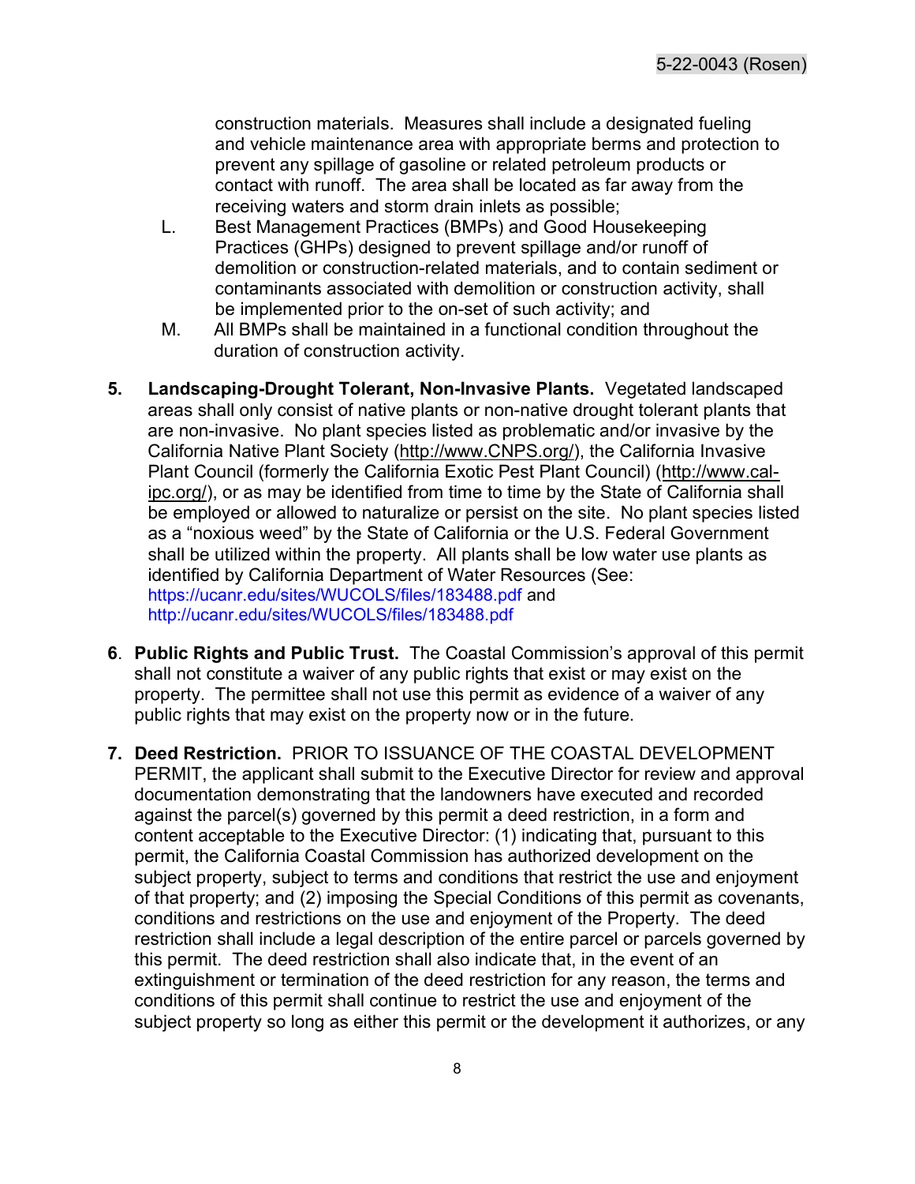construction materials. Measures shall include a designated fueling and vehicle maintenance area with appropriate berms and protection to prevent any spillage of gasoline or related petroleum products or contact with runoff. The area shall be located as far away from the receiving waters and storm drain inlets as possible;

L. Best Management Practices (BMPs) and Good Housekeeping Practices (GHPs) designed to prevent spillage and/or runoff of demolition or construction-related materials, and to contain sediment or contaminants associated with demolition or construction activity, shall be implemented prior to the on-set of such activity; and

M. All BMPs shall be maintained in a functional condition throughout the duration of construction activity.

**5. Landscaping-Drought Tolerant, Non-Invasive Plants.** Vegetated landscaped areas shall only consist of native plants or non-native drought tolerant plants that are non-invasive. No plant species listed as problematic and/or invasive by the California Native Plant Society (http://www.CNPS.org/), the California Invasive Plant Council (formerly the California Exotic Pest Plant Council) (http://www.cal-ipc.org/), or as may be identified from time to time by the State of California shall be employed or allowed to naturalize or persist on the site. No plant species listed as a "noxious weed" by the State of California or the U.S. Federal Government shall be utilized within the property. All plants shall be low water use plants as identified by California Department of Water Resources (See: https://ucanr.edu/sites/WUCOLS/files/183488.pdf and http://ucanr.edu/sites/WUCOLS/files/183488.pdf

**6. Public Rights and Public Trust.** The Coastal Commission's approval of this permit shall not constitute a waiver of any public rights that exist or may exist on the property. The permittee shall not use this permit as evidence of a waiver of any public rights that may exist on the property now or in the future.

**7. Deed Restriction.** PRIOR TO ISSUANCE OF THE COASTAL DEVELOPMENT PERMIT, the applicant shall submit to the Executive Director for review and approval documentation demonstrating that the landowners have executed and recorded against the parcel(s) governed by this permit a deed restriction, in a form and content acceptable to the Executive Director: (1) indicating that, pursuant to this permit, the California Coastal Commission has authorized development on the subject property, subject to terms and conditions that restrict the use and enjoyment of that property; and (2) imposing the Special Conditions of this permit as covenants, conditions and restrictions on the use and enjoyment of the Property. The deed restriction shall include a legal description of the entire parcel or parcels governed by this permit. The deed restriction shall also indicate that, in the event of an extinguishment or termination of the deed restriction for any reason, the terms and conditions of this permit shall continue to restrict the use and enjoyment of the subject property so long as either this permit or the development it authorizes, or any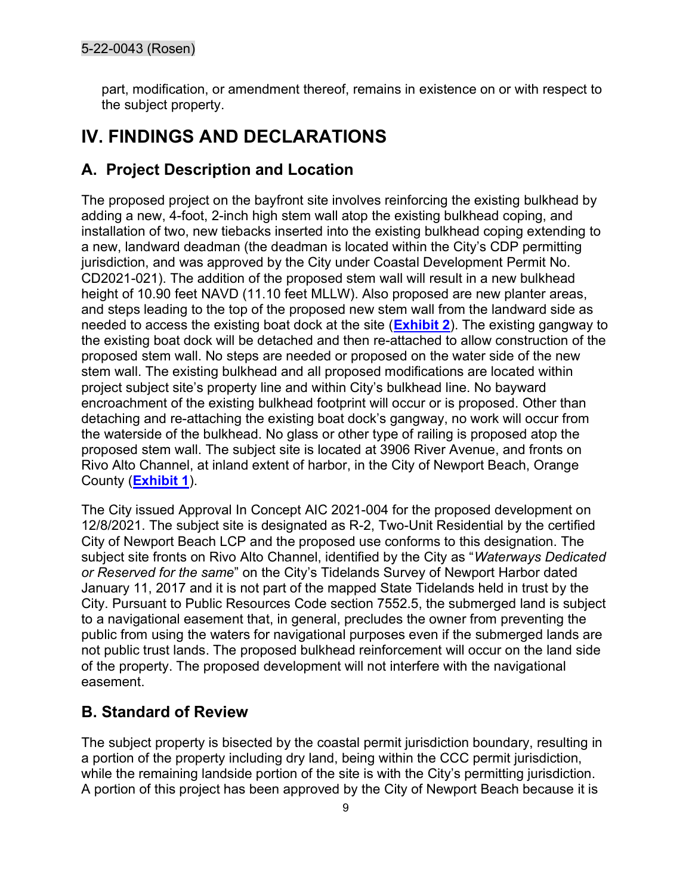part, modification, or amendment thereof, remains in existence on or with respect to the subject property.

# IV. FINDINGS AND DECLARATIONS

## A. Project Description and Location

The proposed project on the bayfront site involves reinforcing the existing bulkhead by adding a new, 4-foot, 2-inch high stem wall atop the existing bulkhead coping, and installation of two, new tiebacks inserted into the existing bulkhead coping extending to a new, landward deadman (the deadman is located within the City's CDP permitting jurisdiction, and was approved by the City under Coastal Development Permit No. CD2021-021). The addition of the proposed stem wall will result in a new bulkhead height of 10.90 feet NAVD (11.10 feet MLLW). Also proposed are new planter areas, and steps leading to the top of the proposed new stem wall from the landward side as needed to access the existing boat dock at the site (**Exhibit 2**). The existing gangway to the existing boat dock will be detached and then re-attached to allow construction of the proposed stem wall. No steps are needed or proposed on the water side of the new stem wall. The existing bulkhead and all proposed modifications are located within project subject site's property line and within City's bulkhead line. No bayward encroachment of the existing bulkhead footprint will occur or is proposed. Other than detaching and re-attaching the existing boat dock's gangway, no work will occur from the waterside of the bulkhead. No glass or other type of railing is proposed atop the proposed stem wall. The subject site is located at 3906 River Avenue, and fronts on Rivo Alto Channel, at inland extent of harbor, in the City of Newport Beach, Orange County (**Exhibit 1**).

The City issued Approval In Concept AIC 2021-004 for the proposed development on 12/8/2021. The subject site is designated as R-2, Two-Unit Residential by the certified City of Newport Beach LCP and the proposed use conforms to this designation. The subject site fronts on Rivo Alto Channel, identified by the City as "*Waterways Dedicated or Reserved for the same*" on the City's Tidelands Survey of Newport Harbor dated January 11, 2017 and it is not part of the mapped State Tidelands held in trust by the City. Pursuant to Public Resources Code section 7552.5, the submerged land is subject to a navigational easement that, in general, precludes the owner from preventing the public from using the waters for navigational purposes even if the submerged lands are not public trust lands. The proposed bulkhead reinforcement will occur on the land side of the property. The proposed development will not interfere with the navigational easement.

## B. Standard of Review

The subject property is bisected by the coastal permit jurisdiction boundary, resulting in a portion of the property including dry land, being within the CCC permit jurisdiction, while the remaining landside portion of the site is with the City's permitting jurisdiction. A portion of this project has been approved by the City of Newport Beach because it is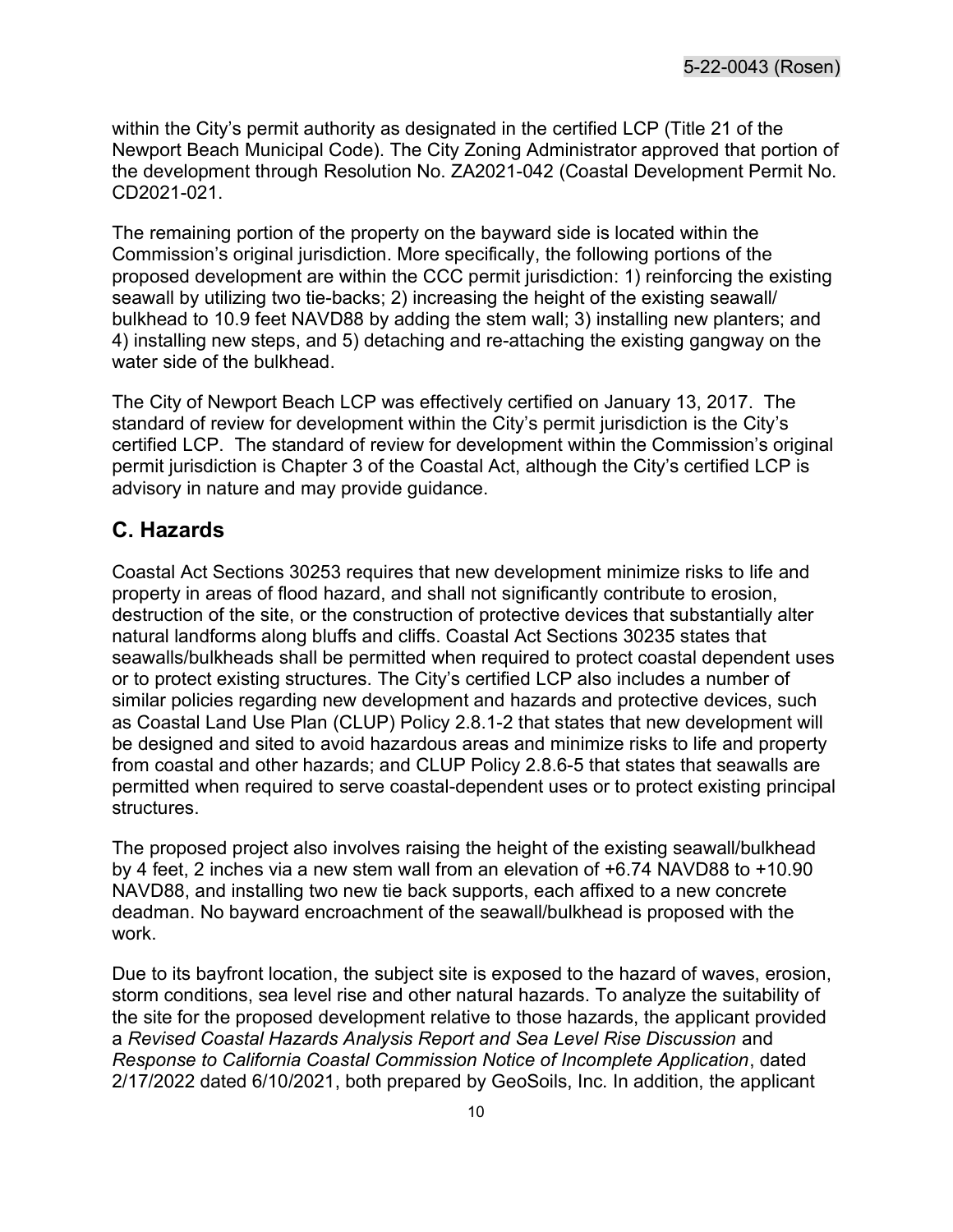within the City's permit authority as designated in the certified LCP (Title 21 of the Newport Beach Municipal Code). The City Zoning Administrator approved that portion of the development through Resolution No. ZA2021-042 (Coastal Development Permit No. CD2021-021.

The remaining portion of the property on the bayward side is located within the Commission's original jurisdiction. More specifically, the following portions of the proposed development are within the CCC permit jurisdiction: 1) reinforcing the existing seawall by utilizing two tie-backs; 2) increasing the height of the existing seawall/ bulkhead to 10.9 feet NAVD88 by adding the stem wall; 3) installing new planters; and 4) installing new steps, and 5) detaching and re-attaching the existing gangway on the water side of the bulkhead.

The City of Newport Beach LCP was effectively certified on January 13, 2017. The standard of review for development within the City's permit jurisdiction is the City's certified LCP. The standard of review for development within the Commission's original permit jurisdiction is Chapter 3 of the Coastal Act, although the City's certified LCP is advisory in nature and may provide guidance.

## C. Hazards

Coastal Act Sections 30253 requires that new development minimize risks to life and property in areas of flood hazard, and shall not significantly contribute to erosion, destruction of the site, or the construction of protective devices that substantially alter natural landforms along bluffs and cliffs. Coastal Act Sections 30235 states that seawalls/bulkheads shall be permitted when required to protect coastal dependent uses or to protect existing structures. The City's certified LCP also includes a number of similar policies regarding new development and hazards and protective devices, such as Coastal Land Use Plan (CLUP) Policy 2.8.1-2 that states that new development will be designed and sited to avoid hazardous areas and minimize risks to life and property from coastal and other hazards; and CLUP Policy 2.8.6-5 that states that seawalls are permitted when required to serve coastal-dependent uses or to protect existing principal structures.

The proposed project also involves raising the height of the existing seawall/bulkhead by 4 feet, 2 inches via a new stem wall from an elevation of +6.74 NAVD88 to +10.90 NAVD88, and installing two new tie back supports, each affixed to a new concrete deadman. No bayward encroachment of the seawall/bulkhead is proposed with the work.

Due to its bayfront location, the subject site is exposed to the hazard of waves, erosion, storm conditions, sea level rise and other natural hazards. To analyze the suitability of the site for the proposed development relative to those hazards, the applicant provided a *Revised Coastal Hazards Analysis Report and Sea Level Rise Discussion* and *Response to California Coastal Commission Notice of Incomplete Application*, dated 2/17/2022 dated 6/10/2021, both prepared by GeoSoils, Inc. In addition, the applicant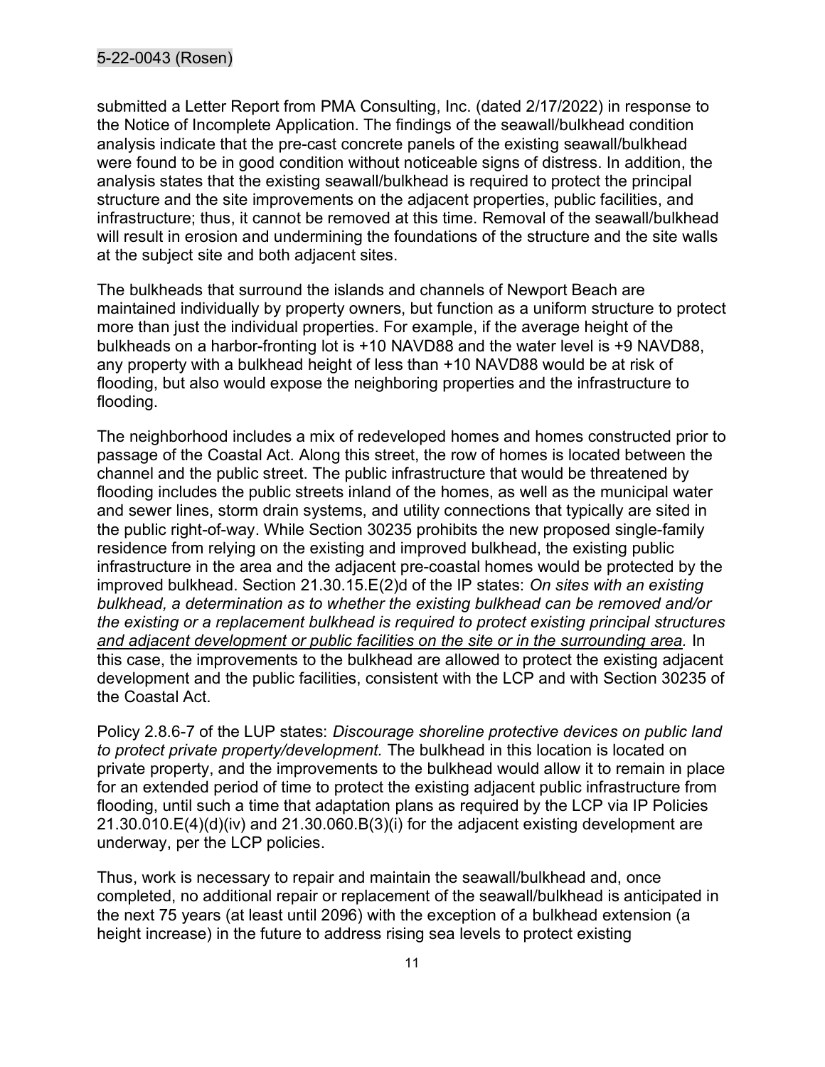submitted a Letter Report from PMA Consulting, Inc. (dated 2/17/2022) in response to the Notice of Incomplete Application. The findings of the seawall/bulkhead condition analysis indicate that the pre-cast concrete panels of the existing seawall/bulkhead were found to be in good condition without noticeable signs of distress. In addition, the analysis states that the existing seawall/bulkhead is required to protect the principal structure and the site improvements on the adjacent properties, public facilities, and infrastructure; thus, it cannot be removed at this time. Removal of the seawall/bulkhead will result in erosion and undermining the foundations of the structure and the site walls at the subject site and both adjacent sites.

The bulkheads that surround the islands and channels of Newport Beach are maintained individually by property owners, but function as a uniform structure to protect more than just the individual properties. For example, if the average height of the bulkheads on a harbor-fronting lot is +10 NAVD88 and the water level is +9 NAVD88, any property with a bulkhead height of less than +10 NAVD88 would be at risk of flooding, but also would expose the neighboring properties and the infrastructure to flooding.

The neighborhood includes a mix of redeveloped homes and homes constructed prior to passage of the Coastal Act. Along this street, the row of homes is located between the channel and the public street. The public infrastructure that would be threatened by flooding includes the public streets inland of the homes, as well as the municipal water and sewer lines, storm drain systems, and utility connections that typically are sited in the public right-of-way. While Section 30235 prohibits the new proposed single-family residence from relying on the existing and improved bulkhead, the existing public infrastructure in the area and the adjacent pre-coastal homes would be protected by the improved bulkhead. Section 21.30.15.E(2)d of the IP states: *On sites with an existing bulkhead, a determination as to whether the existing bulkhead can be removed and/or the existing or a replacement bulkhead is required to protect existing principal structures and adjacent development or public facilities on the site or in the surrounding area.* In this case, the improvements to the bulkhead are allowed to protect the existing adjacent development and the public facilities, consistent with the LCP and with Section 30235 of the Coastal Act.

Policy 2.8.6-7 of the LUP states: *Discourage shoreline protective devices on public land to protect private property/development.* The bulkhead in this location is located on private property, and the improvements to the bulkhead would allow it to remain in place for an extended period of time to protect the existing adjacent public infrastructure from flooding, until such a time that adaptation plans as required by the LCP via IP Policies 21.30.010.E(4)(d)(iv) and 21.30.060.B(3)(i) for the adjacent existing development are underway, per the LCP policies.

Thus, work is necessary to repair and maintain the seawall/bulkhead and, once completed, no additional repair or replacement of the seawall/bulkhead is anticipated in the next 75 years (at least until 2096) with the exception of a bulkhead extension (a height increase) in the future to address rising sea levels to protect existing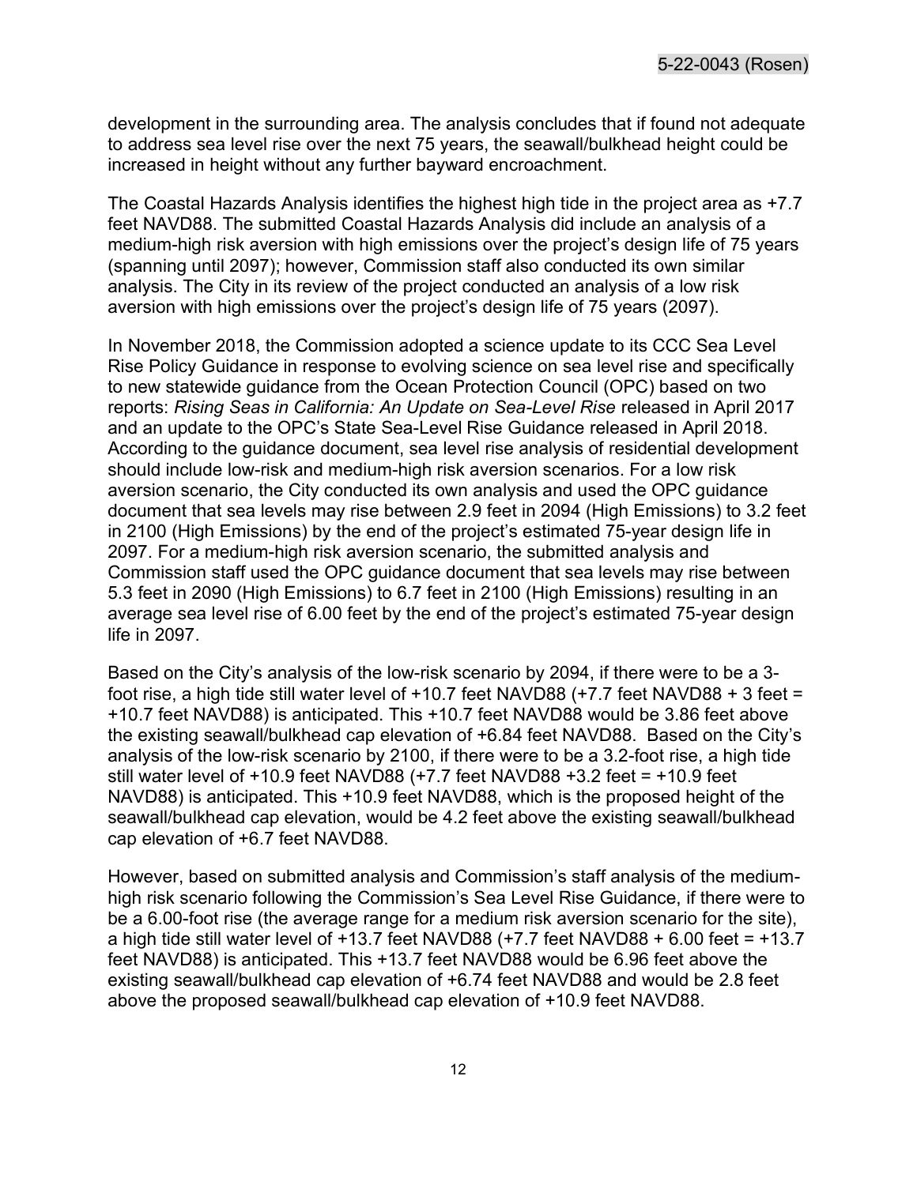development in the surrounding area. The analysis concludes that if found not adequate to address sea level rise over the next 75 years, the seawall/bulkhead height could be increased in height without any further bayward encroachment.

The Coastal Hazards Analysis identifies the highest high tide in the project area as +7.7 feet NAVD88. The submitted Coastal Hazards Analysis did include an analysis of a medium-high risk aversion with high emissions over the project's design life of 75 years (spanning until 2097); however, Commission staff also conducted its own similar analysis. The City in its review of the project conducted an analysis of a low risk aversion with high emissions over the project's design life of 75 years (2097).

In November 2018, the Commission adopted a science update to its CCC Sea Level Rise Policy Guidance in response to evolving science on sea level rise and specifically to new statewide guidance from the Ocean Protection Council (OPC) based on two reports: *Rising Seas in California: An Update on Sea-Level Rise* released in April 2017 and an update to the OPC's State Sea-Level Rise Guidance released in April 2018. According to the guidance document, sea level rise analysis of residential development should include low-risk and medium-high risk aversion scenarios. For a low risk aversion scenario, the City conducted its own analysis and used the OPC guidance document that sea levels may rise between 2.9 feet in 2094 (High Emissions) to 3.2 feet in 2100 (High Emissions) by the end of the project's estimated 75-year design life in 2097. For a medium-high risk aversion scenario, the submitted analysis and Commission staff used the OPC guidance document that sea levels may rise between 5.3 feet in 2090 (High Emissions) to 6.7 feet in 2100 (High Emissions) resulting in an average sea level rise of 6.00 feet by the end of the project's estimated 75-year design life in 2097.

Based on the City's analysis of the low-risk scenario by 2094, if there were to be a 3-foot rise, a high tide still water level of +10.7 feet NAVD88 (+7.7 feet NAVD88 + 3 feet = +10.7 feet NAVD88) is anticipated. This +10.7 feet NAVD88 would be 3.86 feet above the existing seawall/bulkhead cap elevation of +6.84 feet NAVD88. Based on the City's analysis of the low-risk scenario by 2100, if there were to be a 3.2-foot rise, a high tide still water level of +10.9 feet NAVD88 (+7.7 feet NAVD88 +3.2 feet = +10.9 feet NAVD88) is anticipated. This +10.9 feet NAVD88, which is the proposed height of the seawall/bulkhead cap elevation, would be 4.2 feet above the existing seawall/bulkhead cap elevation of +6.7 feet NAVD88.

However, based on submitted analysis and Commission's staff analysis of the medium-high risk scenario following the Commission's Sea Level Rise Guidance, if there were to be a 6.00-foot rise (the average range for a medium risk aversion scenario for the site), a high tide still water level of +13.7 feet NAVD88 (+7.7 feet NAVD88 + 6.00 feet = +13.7 feet NAVD88) is anticipated. This +13.7 feet NAVD88 would be 6.96 feet above the existing seawall/bulkhead cap elevation of +6.74 feet NAVD88 and would be 2.8 feet above the proposed seawall/bulkhead cap elevation of +10.9 feet NAVD88.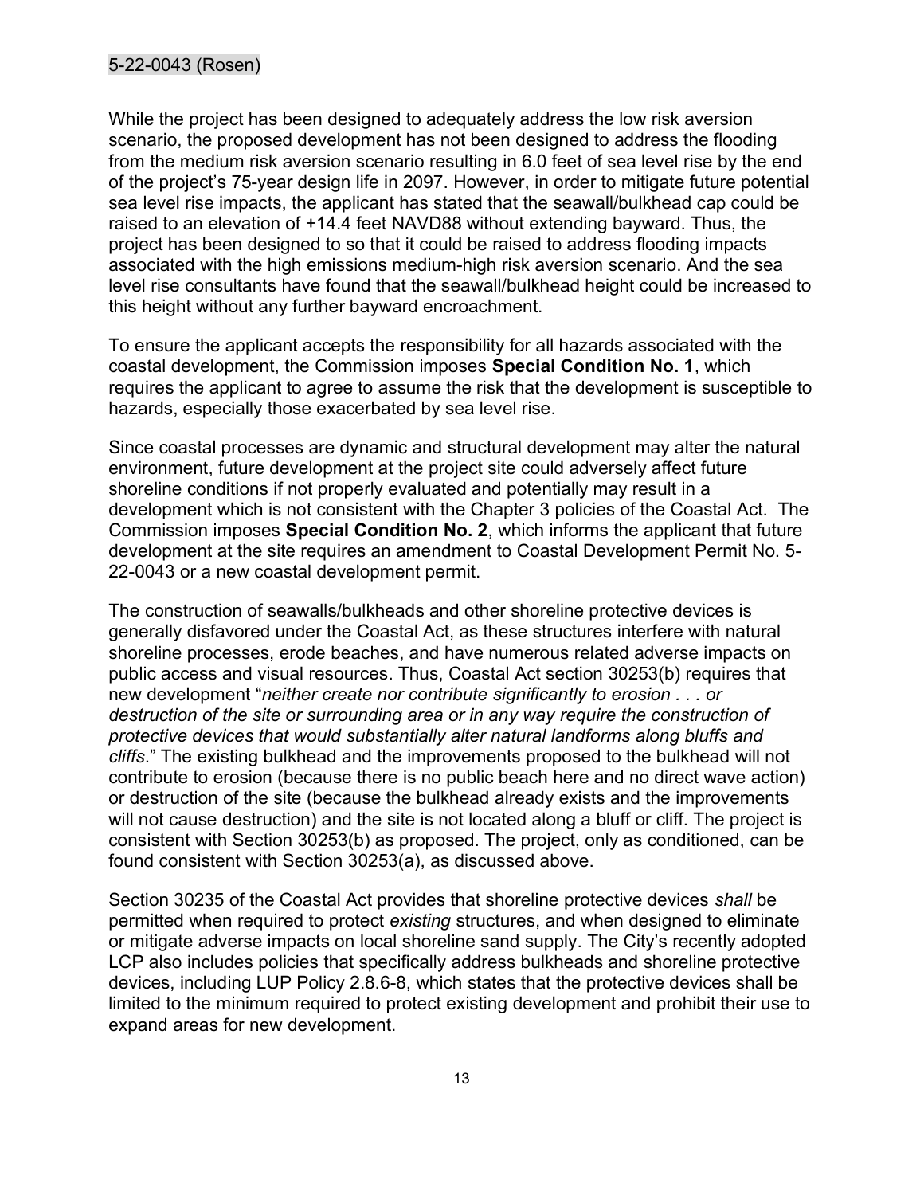While the project has been designed to adequately address the low risk aversion scenario, the proposed development has not been designed to address the flooding from the medium risk aversion scenario resulting in 6.0 feet of sea level rise by the end of the project's 75-year design life in 2097. However, in order to mitigate future potential sea level rise impacts, the applicant has stated that the seawall/bulkhead cap could be raised to an elevation of +14.4 feet NAVD88 without extending bayward. Thus, the project has been designed to so that it could be raised to address flooding impacts associated with the high emissions medium-high risk aversion scenario. And the sea level rise consultants have found that the seawall/bulkhead height could be increased to this height without any further bayward encroachment.

To ensure the applicant accepts the responsibility for all hazards associated with the coastal development, the Commission imposes **Special Condition No. 1**, which requires the applicant to agree to assume the risk that the development is susceptible to hazards, especially those exacerbated by sea level rise.

Since coastal processes are dynamic and structural development may alter the natural environment, future development at the project site could adversely affect future shoreline conditions if not properly evaluated and potentially may result in a development which is not consistent with the Chapter 3 policies of the Coastal Act. The Commission imposes **Special Condition No. 2**, which informs the applicant that future development at the site requires an amendment to Coastal Development Permit No. 5-22-0043 or a new coastal development permit.

The construction of seawalls/bulkheads and other shoreline protective devices is generally disfavored under the Coastal Act, as these structures interfere with natural shoreline processes, erode beaches, and have numerous related adverse impacts on public access and visual resources. Thus, Coastal Act section 30253(b) requires that new development "*neither create nor contribute significantly to erosion . . . or destruction of the site or surrounding area or in any way require the construction of protective devices that would substantially alter natural landforms along bluffs and cliffs*." The existing bulkhead and the improvements proposed to the bulkhead will not contribute to erosion (because there is no public beach here and no direct wave action) or destruction of the site (because the bulkhead already exists and the improvements will not cause destruction) and the site is not located along a bluff or cliff. The project is consistent with Section 30253(b) as proposed. The project, only as conditioned, can be found consistent with Section 30253(a), as discussed above.

Section 30235 of the Coastal Act provides that shoreline protective devices *shall* be permitted when required to protect *existing* structures, and when designed to eliminate or mitigate adverse impacts on local shoreline sand supply. The City's recently adopted LCP also includes policies that specifically address bulkheads and shoreline protective devices, including LUP Policy 2.8.6-8, which states that the protective devices shall be limited to the minimum required to protect existing development and prohibit their use to expand areas for new development.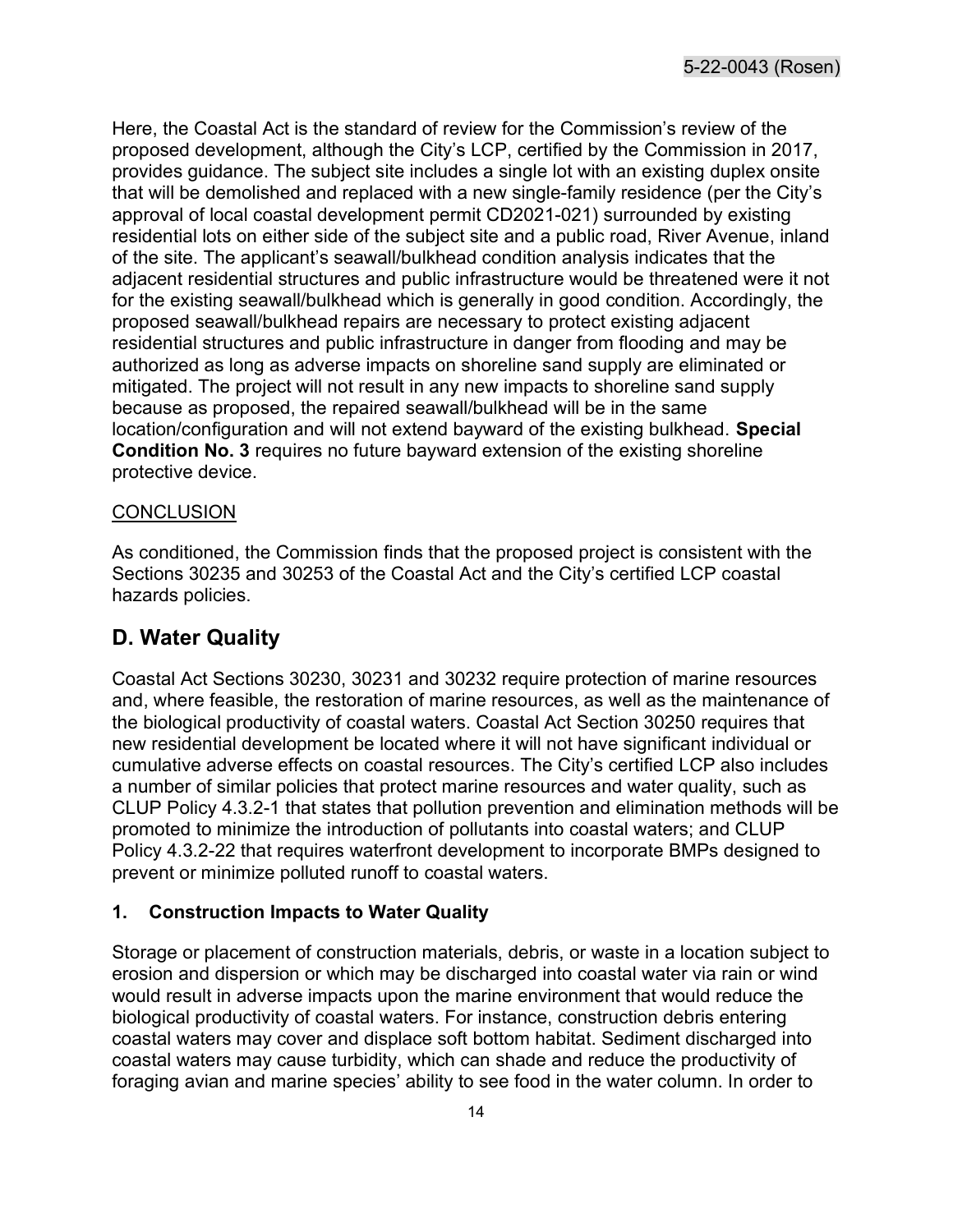Here, the Coastal Act is the standard of review for the Commission's review of the proposed development, although the City's LCP, certified by the Commission in 2017, provides guidance. The subject site includes a single lot with an existing duplex onsite that will be demolished and replaced with a new single-family residence (per the City's approval of local coastal development permit CD2021-021) surrounded by existing residential lots on either side of the subject site and a public road, River Avenue, inland of the site. The applicant's seawall/bulkhead condition analysis indicates that the adjacent residential structures and public infrastructure would be threatened were it not for the existing seawall/bulkhead which is generally in good condition. Accordingly, the proposed seawall/bulkhead repairs are necessary to protect existing adjacent residential structures and public infrastructure in danger from flooding and may be authorized as long as adverse impacts on shoreline sand supply are eliminated or mitigated. The project will not result in any new impacts to shoreline sand supply because as proposed, the repaired seawall/bulkhead will be in the same location/configuration and will not extend bayward of the existing bulkhead. **Special Condition No. 3** requires no future bayward extension of the existing shoreline protective device.

CONCLUSION

As conditioned, the Commission finds that the proposed project is consistent with the Sections 30235 and 30253 of the Coastal Act and the City's certified LCP coastal hazards policies.

## D. Water Quality

Coastal Act Sections 30230, 30231 and 30232 require protection of marine resources and, where feasible, the restoration of marine resources, as well as the maintenance of the biological productivity of coastal waters. Coastal Act Section 30250 requires that new residential development be located where it will not have significant individual or cumulative adverse effects on coastal resources. The City's certified LCP also includes a number of similar policies that protect marine resources and water quality, such as CLUP Policy 4.3.2-1 that states that pollution prevention and elimination methods will be promoted to minimize the introduction of pollutants into coastal waters; and CLUP Policy 4.3.2-22 that requires waterfront development to incorporate BMPs designed to prevent or minimize polluted runoff to coastal waters.

### 1. Construction Impacts to Water Quality

Storage or placement of construction materials, debris, or waste in a location subject to erosion and dispersion or which may be discharged into coastal water via rain or wind would result in adverse impacts upon the marine environment that would reduce the biological productivity of coastal waters. For instance, construction debris entering coastal waters may cover and displace soft bottom habitat. Sediment discharged into coastal waters may cause turbidity, which can shade and reduce the productivity of foraging avian and marine species' ability to see food in the water column. In order to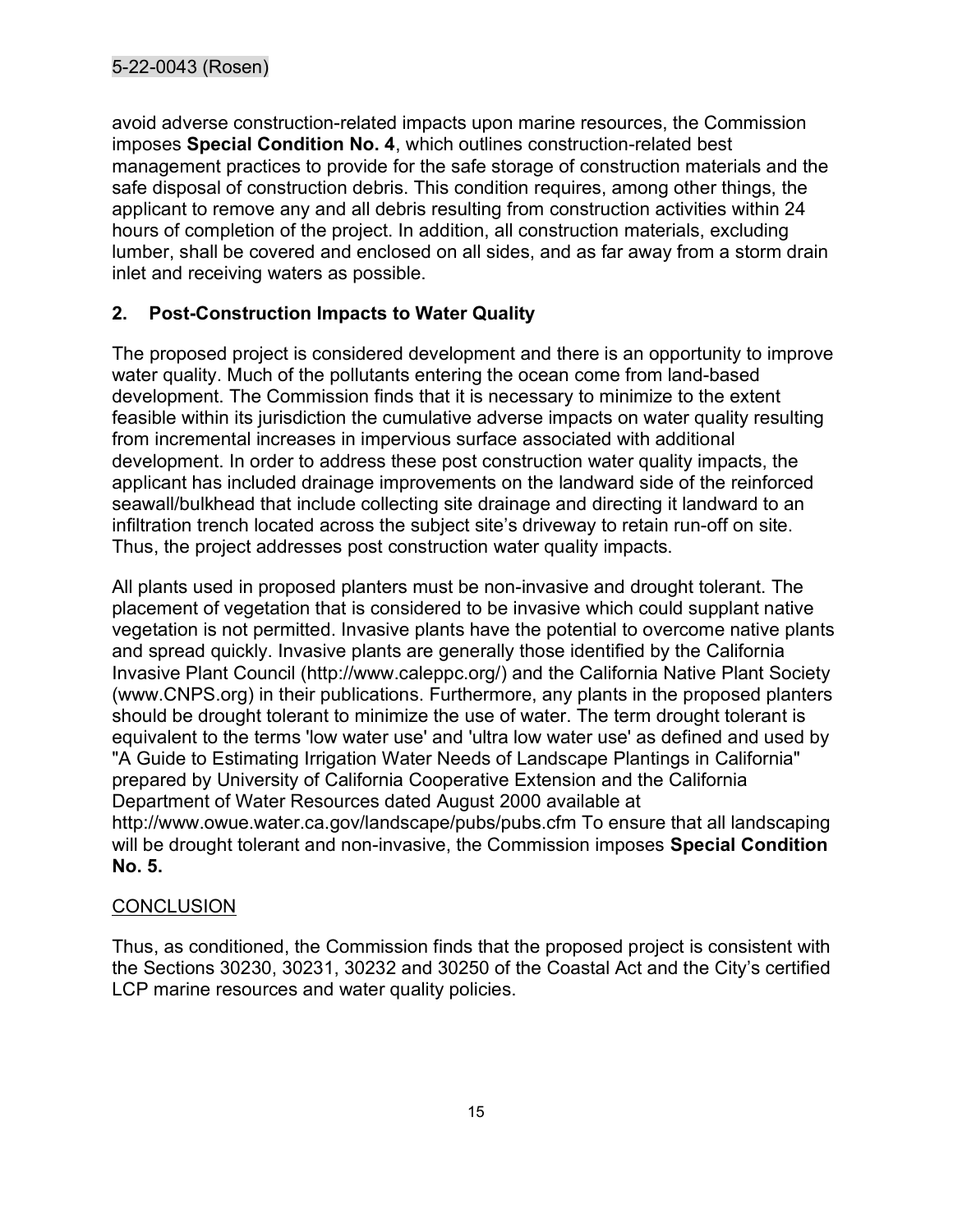avoid adverse construction-related impacts upon marine resources, the Commission imposes **Special Condition No. 4**, which outlines construction-related best management practices to provide for the safe storage of construction materials and the safe disposal of construction debris. This condition requires, among other things, the applicant to remove any and all debris resulting from construction activities within 24 hours of completion of the project. In addition, all construction materials, excluding lumber, shall be covered and enclosed on all sides, and as far away from a storm drain inlet and receiving waters as possible.

### 2. Post-Construction Impacts to Water Quality

The proposed project is considered development and there is an opportunity to improve water quality. Much of the pollutants entering the ocean come from land-based development. The Commission finds that it is necessary to minimize to the extent feasible within its jurisdiction the cumulative adverse impacts on water quality resulting from incremental increases in impervious surface associated with additional development. In order to address these post construction water quality impacts, the applicant has included drainage improvements on the landward side of the reinforced seawall/bulkhead that include collecting site drainage and directing it landward to an infiltration trench located across the subject site's driveway to retain run-off on site. Thus, the project addresses post construction water quality impacts.

All plants used in proposed planters must be non-invasive and drought tolerant. The placement of vegetation that is considered to be invasive which could supplant native vegetation is not permitted. Invasive plants have the potential to overcome native plants and spread quickly. Invasive plants are generally those identified by the California Invasive Plant Council (http://www.caleppc.org/) and the California Native Plant Society (www.CNPS.org) in their publications. Furthermore, any plants in the proposed planters should be drought tolerant to minimize the use of water. The term drought tolerant is equivalent to the terms 'low water use' and 'ultra low water use' as defined and used by "A Guide to Estimating Irrigation Water Needs of Landscape Plantings in California" prepared by University of California Cooperative Extension and the California Department of Water Resources dated August 2000 available at http://www.owue.water.ca.gov/landscape/pubs/pubs.cfm To ensure that all landscaping will be drought tolerant and non-invasive, the Commission imposes **Special Condition No. 5.**

<u>CONCLUSION</u>

Thus, as conditioned, the Commission finds that the proposed project is consistent with the Sections 30230, 30231, 30232 and 30250 of the Coastal Act and the City's certified LCP marine resources and water quality policies.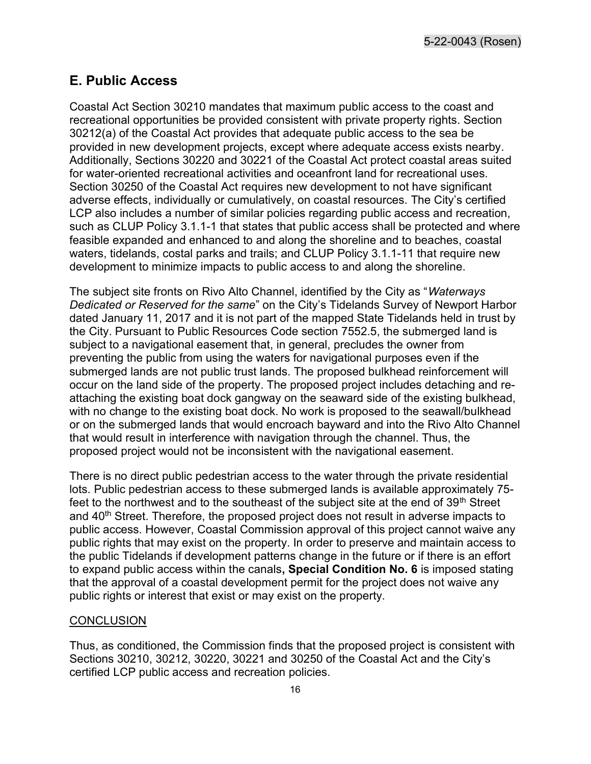## E. Public Access

Coastal Act Section 30210 mandates that maximum public access to the coast and recreational opportunities be provided consistent with private property rights. Section 30212(a) of the Coastal Act provides that adequate public access to the sea be provided in new development projects, except where adequate access exists nearby. Additionally, Sections 30220 and 30221 of the Coastal Act protect coastal areas suited for water-oriented recreational activities and oceanfront land for recreational uses. Section 30250 of the Coastal Act requires new development to not have significant adverse effects, individually or cumulatively, on coastal resources. The City's certified LCP also includes a number of similar policies regarding public access and recreation, such as CLUP Policy 3.1.1-1 that states that public access shall be protected and where feasible expanded and enhanced to and along the shoreline and to beaches, coastal waters, tidelands, costal parks and trails; and CLUP Policy 3.1.1-11 that require new development to minimize impacts to public access to and along the shoreline.

The subject site fronts on Rivo Alto Channel, identified by the City as "*Waterways Dedicated or Reserved for the same*" on the City's Tidelands Survey of Newport Harbor dated January 11, 2017 and it is not part of the mapped State Tidelands held in trust by the City. Pursuant to Public Resources Code section 7552.5, the submerged land is subject to a navigational easement that, in general, precludes the owner from preventing the public from using the waters for navigational purposes even if the submerged lands are not public trust lands. The proposed bulkhead reinforcement will occur on the land side of the property. The proposed project includes detaching and re-attaching the existing boat dock gangway on the seaward side of the existing bulkhead, with no change to the existing boat dock. No work is proposed to the seawall/bulkhead or on the submerged lands that would encroach bayward and into the Rivo Alto Channel that would result in interference with navigation through the channel. Thus, the proposed project would not be inconsistent with the navigational easement.

There is no direct public pedestrian access to the water through the private residential lots. Public pedestrian access to these submerged lands is available approximately 75-feet to the northwest and to the southeast of the subject site at the end of 39th Street and 40th Street. Therefore, the proposed project does not result in adverse impacts to public access. However, Coastal Commission approval of this project cannot waive any public rights that may exist on the property. In order to preserve and maintain access to the public Tidelands if development patterns change in the future or if there is an effort to expand public access within the canals**, Special Condition No. 6** is imposed stating that the approval of a coastal development permit for the project does not waive any public rights or interest that exist or may exist on the property.

<u>CONCLUSION</u>

Thus, as conditioned, the Commission finds that the proposed project is consistent with Sections 30210, 30212, 30220, 30221 and 30250 of the Coastal Act and the City's certified LCP public access and recreation policies.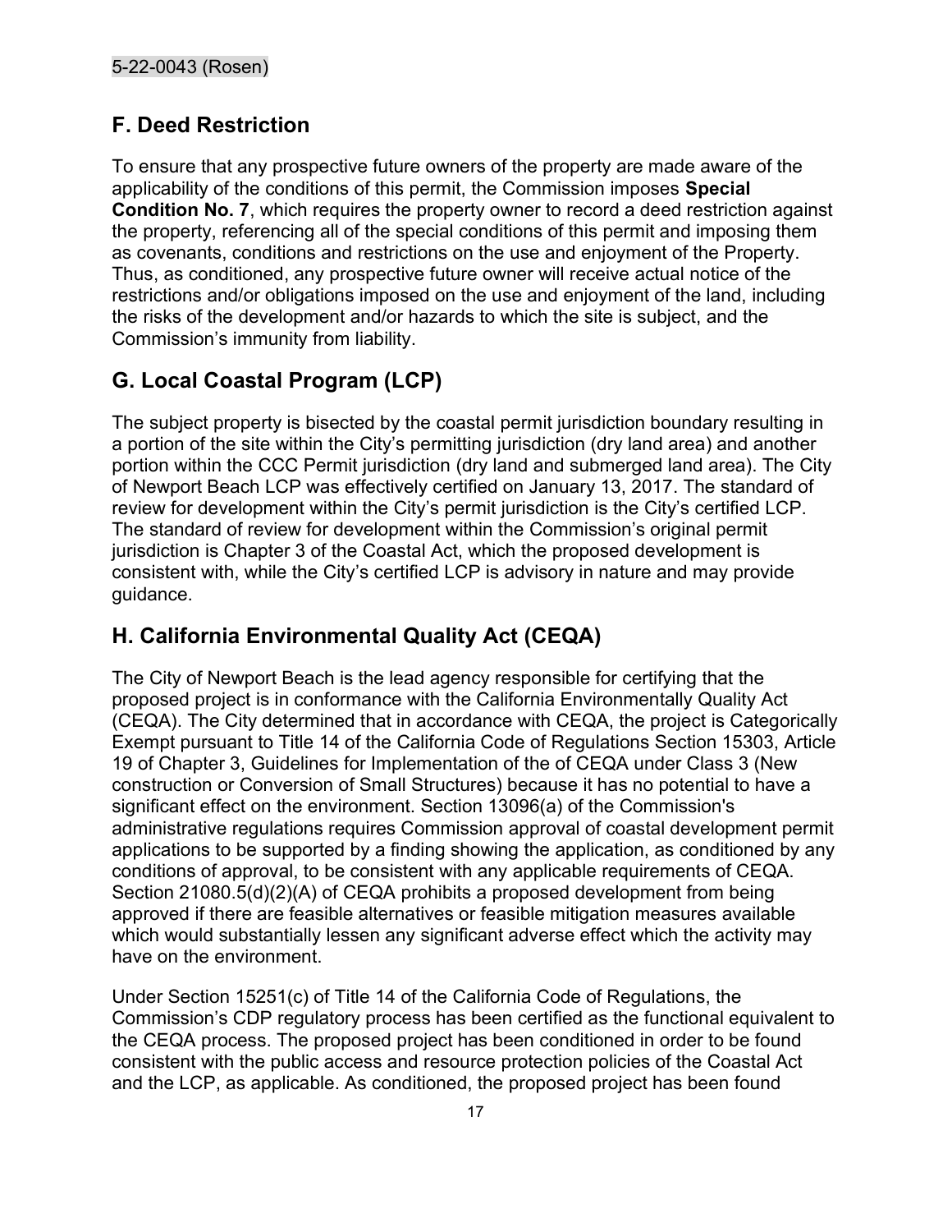## F. Deed Restriction

To ensure that any prospective future owners of the property are made aware of the applicability of the conditions of this permit, the Commission imposes **Special Condition No. 7**, which requires the property owner to record a deed restriction against the property, referencing all of the special conditions of this permit and imposing them as covenants, conditions and restrictions on the use and enjoyment of the Property. Thus, as conditioned, any prospective future owner will receive actual notice of the restrictions and/or obligations imposed on the use and enjoyment of the land, including the risks of the development and/or hazards to which the site is subject, and the Commission's immunity from liability.

## G. Local Coastal Program (LCP)

The subject property is bisected by the coastal permit jurisdiction boundary resulting in a portion of the site within the City's permitting jurisdiction (dry land area) and another portion within the CCC Permit jurisdiction (dry land and submerged land area). The City of Newport Beach LCP was effectively certified on January 13, 2017. The standard of review for development within the City's permit jurisdiction is the City's certified LCP. The standard of review for development within the Commission's original permit jurisdiction is Chapter 3 of the Coastal Act, which the proposed development is consistent with, while the City's certified LCP is advisory in nature and may provide guidance.

## H. California Environmental Quality Act (CEQA)

The City of Newport Beach is the lead agency responsible for certifying that the proposed project is in conformance with the California Environmentally Quality Act (CEQA). The City determined that in accordance with CEQA, the project is Categorically Exempt pursuant to Title 14 of the California Code of Regulations Section 15303, Article 19 of Chapter 3, Guidelines for Implementation of the of CEQA under Class 3 (New construction or Conversion of Small Structures) because it has no potential to have a significant effect on the environment. Section 13096(a) of the Commission's administrative regulations requires Commission approval of coastal development permit applications to be supported by a finding showing the application, as conditioned by any conditions of approval, to be consistent with any applicable requirements of CEQA. Section 21080.5(d)(2)(A) of CEQA prohibits a proposed development from being approved if there are feasible alternatives or feasible mitigation measures available which would substantially lessen any significant adverse effect which the activity may have on the environment.

Under Section 15251(c) of Title 14 of the California Code of Regulations, the Commission's CDP regulatory process has been certified as the functional equivalent to the CEQA process. The proposed project has been conditioned in order to be found consistent with the public access and resource protection policies of the Coastal Act and the LCP, as applicable. As conditioned, the proposed project has been found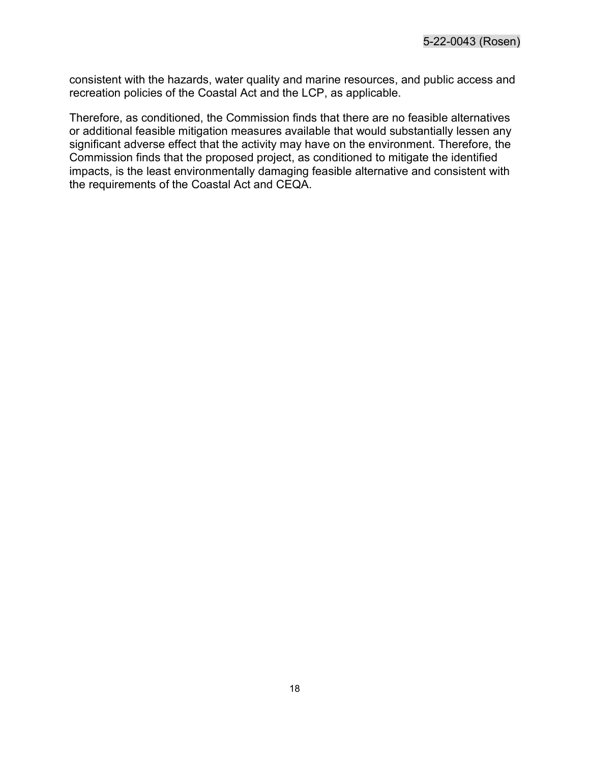consistent with the hazards, water quality and marine resources, and public access and recreation policies of the Coastal Act and the LCP, as applicable.

Therefore, as conditioned, the Commission finds that there are no feasible alternatives or additional feasible mitigation measures available that would substantially lessen any significant adverse effect that the activity may have on the environment. Therefore, the Commission finds that the proposed project, as conditioned to mitigate the identified impacts, is the least environmentally damaging feasible alternative and consistent with the requirements of the Coastal Act and CEQA.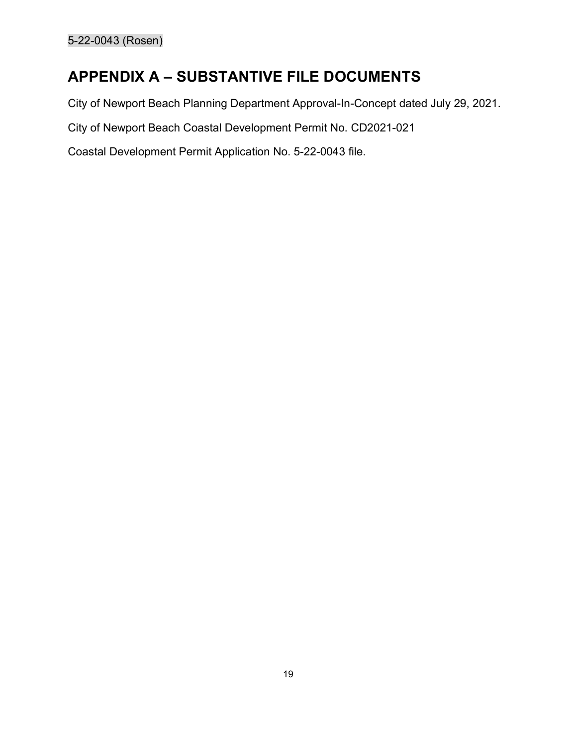# APPENDIX A – SUBSTANTIVE FILE DOCUMENTS

City of Newport Beach Planning Department Approval-In-Concept dated July 29, 2021.

City of Newport Beach Coastal Development Permit No. CD2021-021

Coastal Development Permit Application No. 5-22-0043 file.